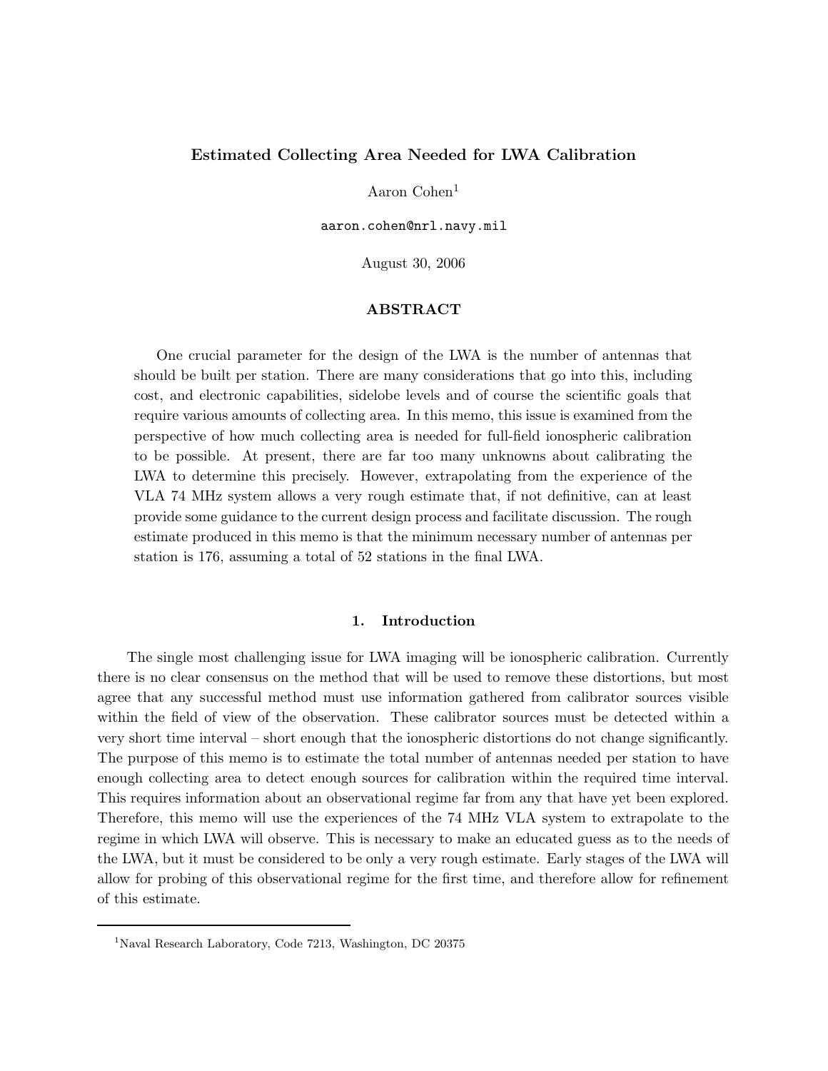# Estimated Collecting Area Needed for LWA Calibration

Aaron Cohen[1]

aaron.cohen@nrl.navy.mil

August 30, 2006

## ABSTRACT

One crucial parameter for the design of the LWA is the number of antennas that should be built per station. There are many considerations that go into this, including cost, and electronic capabilities, sidelobe levels and of course the scientific goals that require various amounts of collecting area. In this memo, this issue is examined from the perspective of how much collecting area is needed for full-field ionospheric calibration to be possible. At present, there are far too many unknowns about calibrating the LWA to determine this precisely. However, extrapolating from the experience of the VLA 74 MHz system allows a very rough estimate that, if not definitive, can at least provide some guidance to the current design process and facilitate discussion. The rough estimate produced in this memo is that the minimum necessary number of antennas per station is 176, assuming a total of 52 stations in the final LWA.

## 1. Introduction

The single most challenging issue for LWA imaging will be ionospheric calibration. Currently there is no clear consensus on the method that will be used to remove these distortions, but most agree that any successful method must use information gathered from calibrator sources visible within the field of view of the observation. These calibrator sources must be detected within a very short time interval – short enough that the ionospheric distortions do not change significantly. The purpose of this memo is to estimate the total number of antennas needed per station to have enough collecting area to detect enough sources for calibration within the required time interval. This requires information about an observational regime far from any that have yet been explored. Therefore, this memo will use the experiences of the 74 MHz VLA system to extrapolate to the regime in which LWA will observe. This is necessary to make an educated guess as to the needs of the LWA, but it must be considered to be only a very rough estimate. Early stages of the LWA will allow for probing of this observational regime for the first time, and therefore allow for refinement of this estimate.

[1] Naval Research Laboratory, Code 7213, Washington, DC 20375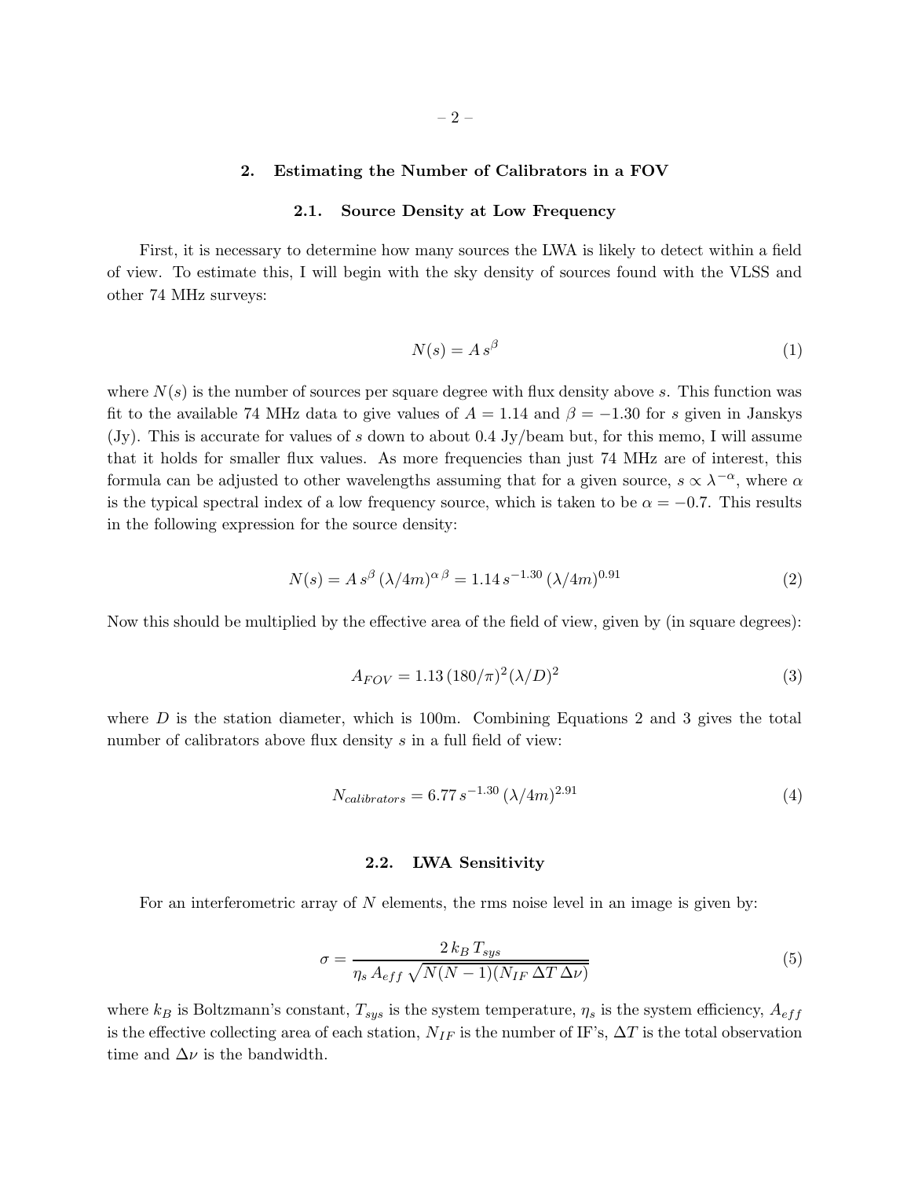## 2. Estimating the Number of Calibrators in a FOV

### 2.1. Source Density at Low Frequency

First, it is necessary to determine how many sources the LWA is likely to detect within a field of view. To estimate this, I will begin with the sky density of sources found with the VLSS and other 74 MHz surveys:

$$N(s) = A\, s^{\beta} \tag{1}$$

where $N(s)$ is the number of sources per square degree with flux density above $s$. This function was fit to the available 74 MHz data to give values of $A = 1.14$ and $\beta = -1.30$ for $s$ given in Janskys (Jy). This is accurate for values of $s$ down to about 0.4 Jy/beam but, for this memo, I will assume that it holds for smaller flux values. As more frequencies than just 74 MHz are of interest, this formula can be adjusted to other wavelengths assuming that for a given source, $s \propto \lambda^{-\alpha}$, where $\alpha$ is the typical spectral index of a low frequency source, which is taken to be $\alpha = -0.7$. This results in the following expression for the source density:

$$N(s) = A\, s^{\beta}\, (\lambda/4m)^{\alpha\,\beta} = 1.14\, s^{-1.30}\, (\lambda/4m)^{0.91} \tag{2}$$

Now this should be multiplied by the effective area of the field of view, given by (in square degrees):

$$A_{FOV} = 1.13\, (180/\pi)^2 (\lambda/D)^2 \tag{3}$$

where $D$ is the station diameter, which is 100m. Combining Equations 2 and 3 gives the total number of calibrators above flux density $s$ in a full field of view:

$$N_{calibrators} = 6.77\, s^{-1.30}\, (\lambda/4m)^{2.91} \tag{4}$$

### 2.2. LWA Sensitivity

For an interferometric array of $N$ elements, the rms noise level in an image is given by:

$$\sigma = \frac{2\, k_B\, T_{sys}}{\eta_s\, A_{eff}\, \sqrt{N(N-1)(N_{IF}\, \Delta T\, \Delta\nu)}} \tag{5}$$

where $k_B$ is Boltzmann's constant, $T_{sys}$ is the system temperature, $\eta_s$ is the system efficiency, $A_{eff}$ is the effective collecting area of each station, $N_{IF}$ is the number of IF's, $\Delta T$ is the total observation time and $\Delta\nu$ is the bandwidth.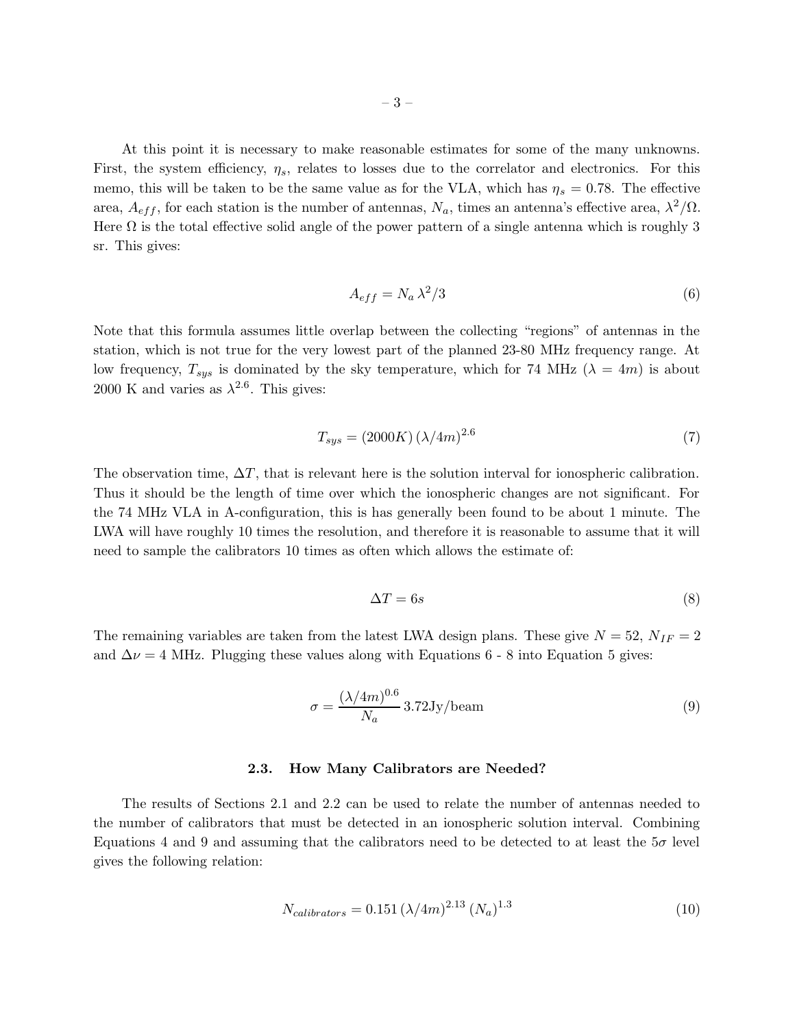At this point it is necessary to make reasonable estimates for some of the many unknowns. First, the system efficiency, $\eta_s$, relates to losses due to the correlator and electronics. For this memo, this will be taken to be the same value as for the VLA, which has $\eta_s = 0.78$. The effective area, $A_{eff}$, for each station is the number of antennas, $N_a$, times an antenna's effective area, $\lambda^2/\Omega$. Here $\Omega$ is the total effective solid angle of the power pattern of a single antenna which is roughly 3 sr. This gives:

$$A_{eff} = N_a \, \lambda^2/3 \tag{6}$$

Note that this formula assumes little overlap between the collecting "regions" of antennas in the station, which is not true for the very lowest part of the planned 23-80 MHz frequency range. At low frequency, $T_{sys}$ is dominated by the sky temperature, which for 74 MHz ($\lambda = 4m$) is about 2000 K and varies as $\lambda^{2.6}$. This gives:

$$T_{sys} = (2000K) \, (\lambda/4m)^{2.6} \tag{7}$$

The observation time, $\Delta T$, that is relevant here is the solution interval for ionospheric calibration. Thus it should be the length of time over which the ionospheric changes are not significant. For the 74 MHz VLA in A-configuration, this is has generally been found to be about 1 minute. The LWA will have roughly 10 times the resolution, and therefore it is reasonable to assume that it will need to sample the calibrators 10 times as often which allows the estimate of:

$$\Delta T = 6s \tag{8}$$

The remaining variables are taken from the latest LWA design plans. These give $N = 52$, $N_{IF} = 2$ and $\Delta\nu = 4$ MHz. Plugging these values along with Equations 6 - 8 into Equation 5 gives:

$$\sigma = \frac{(\lambda/4m)^{0.6}}{N_a} \, 3.72\text{Jy/beam} \tag{9}$$

### 2.3. How Many Calibrators are Needed?

The results of Sections 2.1 and 2.2 can be used to relate the number of antennas needed to the number of calibrators that must be detected in an ionospheric solution interval. Combining Equations 4 and 9 and assuming that the calibrators need to be detected to at least the $5\sigma$ level gives the following relation:

$$N_{calibrators} = 0.151 \, (\lambda/4m)^{2.13} \, (N_a)^{1.3} \tag{10}$$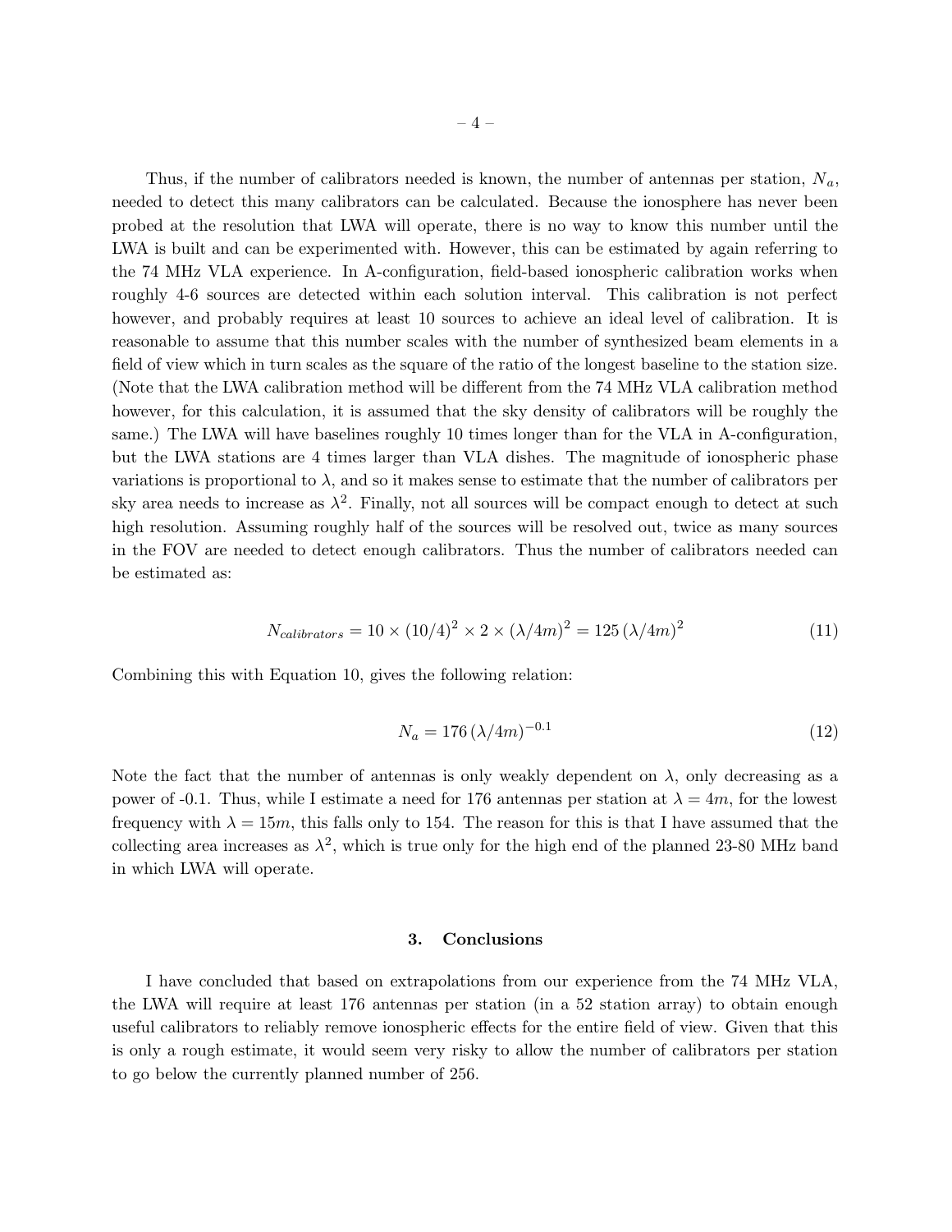Thus, if the number of calibrators needed is known, the number of antennas per station, $N_a$, needed to detect this many calibrators can be calculated. Because the ionosphere has never been probed at the resolution that LWA will operate, there is no way to know this number until the LWA is built and can be experimented with. However, this can be estimated by again referring to the 74 MHz VLA experience. In A-configuration, field-based ionospheric calibration works when roughly 4-6 sources are detected within each solution interval. This calibration is not perfect however, and probably requires at least 10 sources to achieve an ideal level of calibration. It is reasonable to assume that this number scales with the number of synthesized beam elements in a field of view which in turn scales as the square of the ratio of the longest baseline to the station size. (Note that the LWA calibration method will be different from the 74 MHz VLA calibration method however, for this calculation, it is assumed that the sky density of calibrators will be roughly the same.) The LWA will have baselines roughly 10 times longer than for the VLA in A-configuration, but the LWA stations are 4 times larger than VLA dishes. The magnitude of ionospheric phase variations is proportional to $\lambda$, and so it makes sense to estimate that the number of calibrators per sky area needs to increase as $\lambda^2$. Finally, not all sources will be compact enough to detect at such high resolution. Assuming roughly half of the sources will be resolved out, twice as many sources in the FOV are needed to detect enough calibrators. Thus the number of calibrators needed can be estimated as:

$$N_{calibrators} = 10 \times (10/4)^2 \times 2 \times (\lambda/4m)^2 = 125\,(\lambda/4m)^2 \tag{11}$$

Combining this with Equation 10, gives the following relation:

$$N_a = 176\,(\lambda/4m)^{-0.1} \tag{12}$$

Note the fact that the number of antennas is only weakly dependent on $\lambda$, only decreasing as a power of -0.1. Thus, while I estimate a need for 176 antennas per station at $\lambda = 4m$, for the lowest frequency with $\lambda = 15m$, this falls only to 154. The reason for this is that I have assumed that the collecting area increases as $\lambda^2$, which is true only for the high end of the planned 23-80 MHz band in which LWA will operate.

## 3. Conclusions

I have concluded that based on extrapolations from our experience from the 74 MHz VLA, the LWA will require at least 176 antennas per station (in a 52 station array) to obtain enough useful calibrators to reliably remove ionospheric effects for the entire field of view. Given that this is only a rough estimate, it would seem very risky to allow the number of calibrators per station to go below the currently planned number of 256.